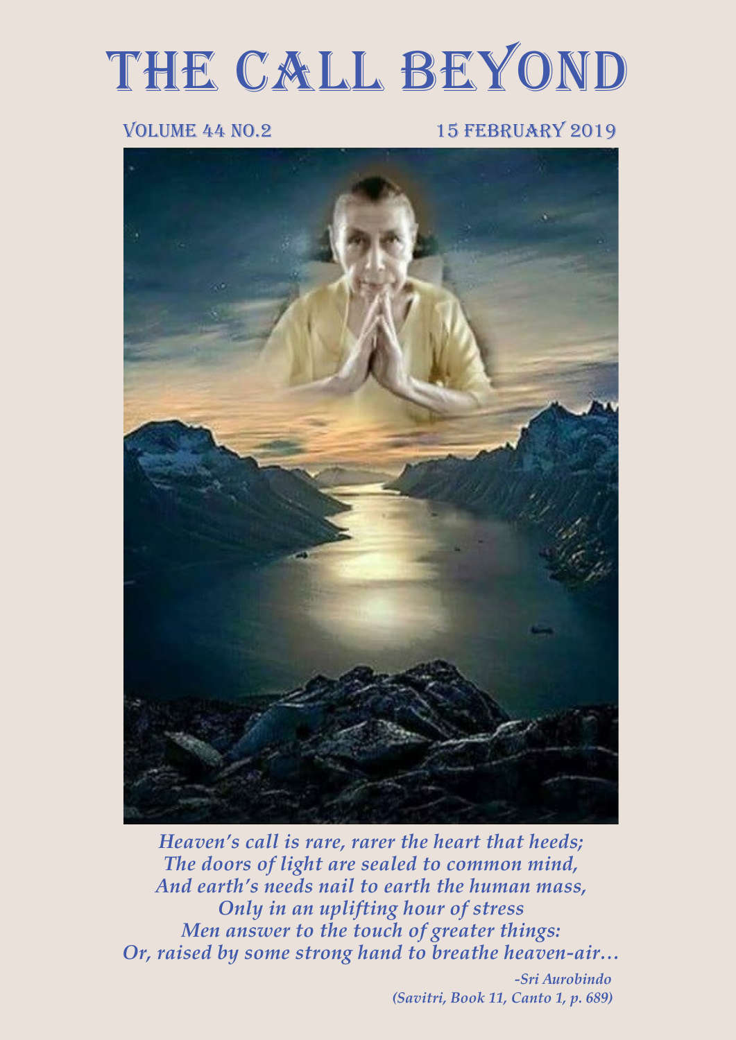# THE CALL BEYOND

VOLUME 44 NO.2 15 FEBRUARY 2019

*Heaven's call is rare, rarer the heart that heeds;*
*The doors of light are sealed to common mind,*
*And earth's needs nail to earth the human mass,*
*Only in an uplifting hour of stress*
*Men answer to the touch of greater things:*
*Or, raised by some strong hand to breathe heaven-air…*

***-Sri Aurobindo***
***(Savitri, Book 11, Canto 1, p. 689)***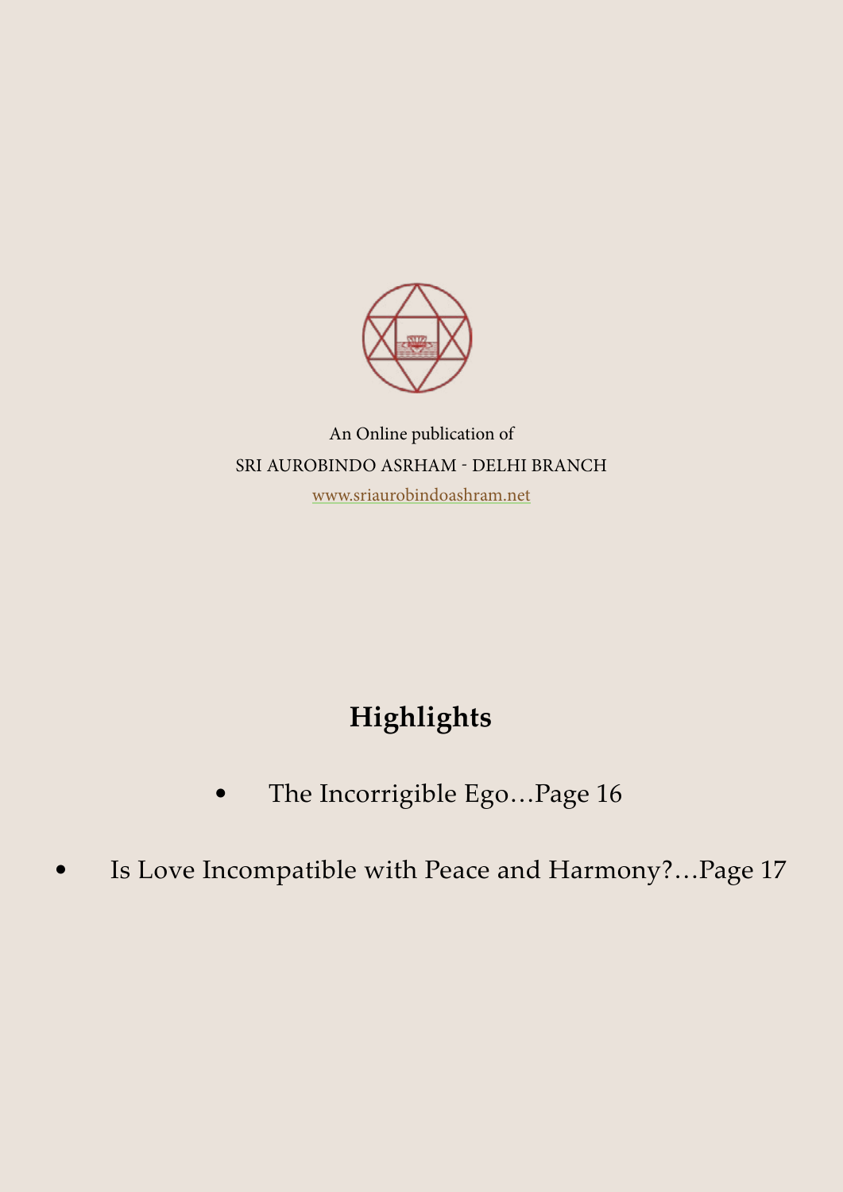An Online publication of

SRI AUROBINDO ASRHAM - DELHI BRANCH

www.sriaurobindoashram.net

## Highlights

- The Incorrigible Ego…Page 16
- Is Love Incompatible with Peace and Harmony?…Page 17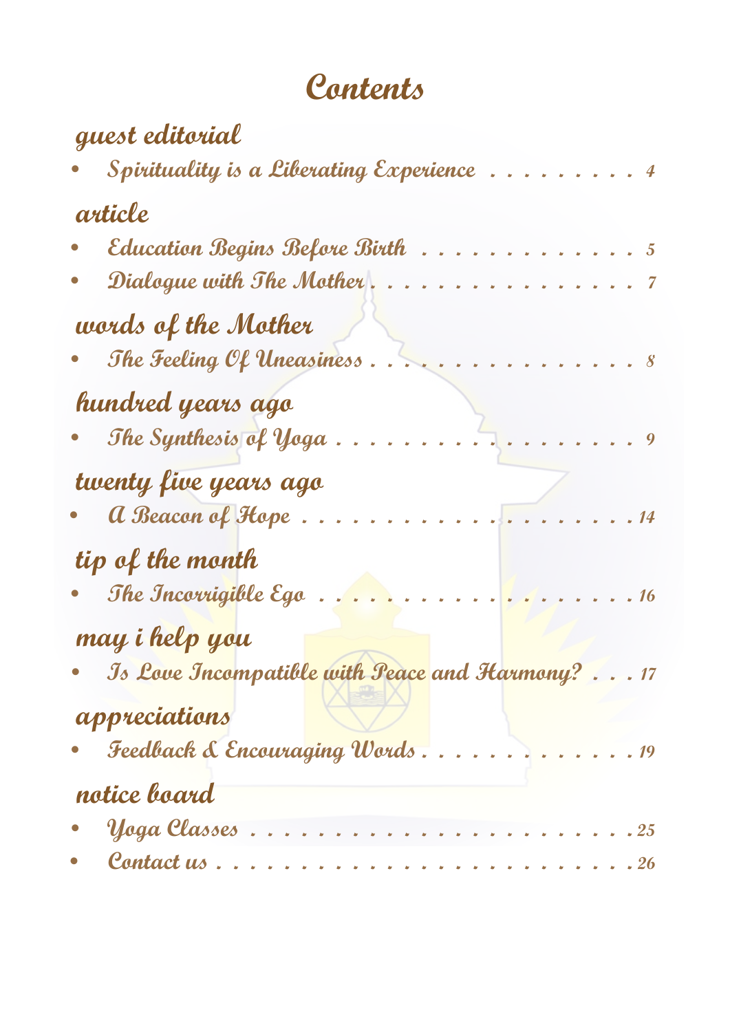# Contents

## guest editorial

- *Spirituality is a Liberating Experience . . . . . . . . . . 4*

## article

- *Education Begins Before Birth . . . . . . . . . . . . . . 5*
- *Dialogue with The Mother . . . . . . . . . . . . . . . . . 7*

## words of the Mother

- *The Feeling Of Uneasiness . . . . . . . . . . . . . . . . . 8*

## hundred years ago

- *The Synthesis of Yoga . . . . . . . . . . . . . . . . . . . 9*

## twenty five years ago

- *A Beacon of Hope . . . . . . . . . . . . . . . . . . . . . 14*

## tip of the month

- *The Incorrigible Ego . . . . . . . . . . . . . . . . . . . 16*

## may i help you

- *Is Love Incompatible with Peace and Harmony? . . . 17*

## appreciations

- *Feedback & Encouraging Words . . . . . . . . . . . . . 19*

## notice board

- *Yoga Classes . . . . . . . . . . . . . . . . . . . . . . . . 25*
- *Contact us . . . . . . . . . . . . . . . . . . . . . . . . . 26*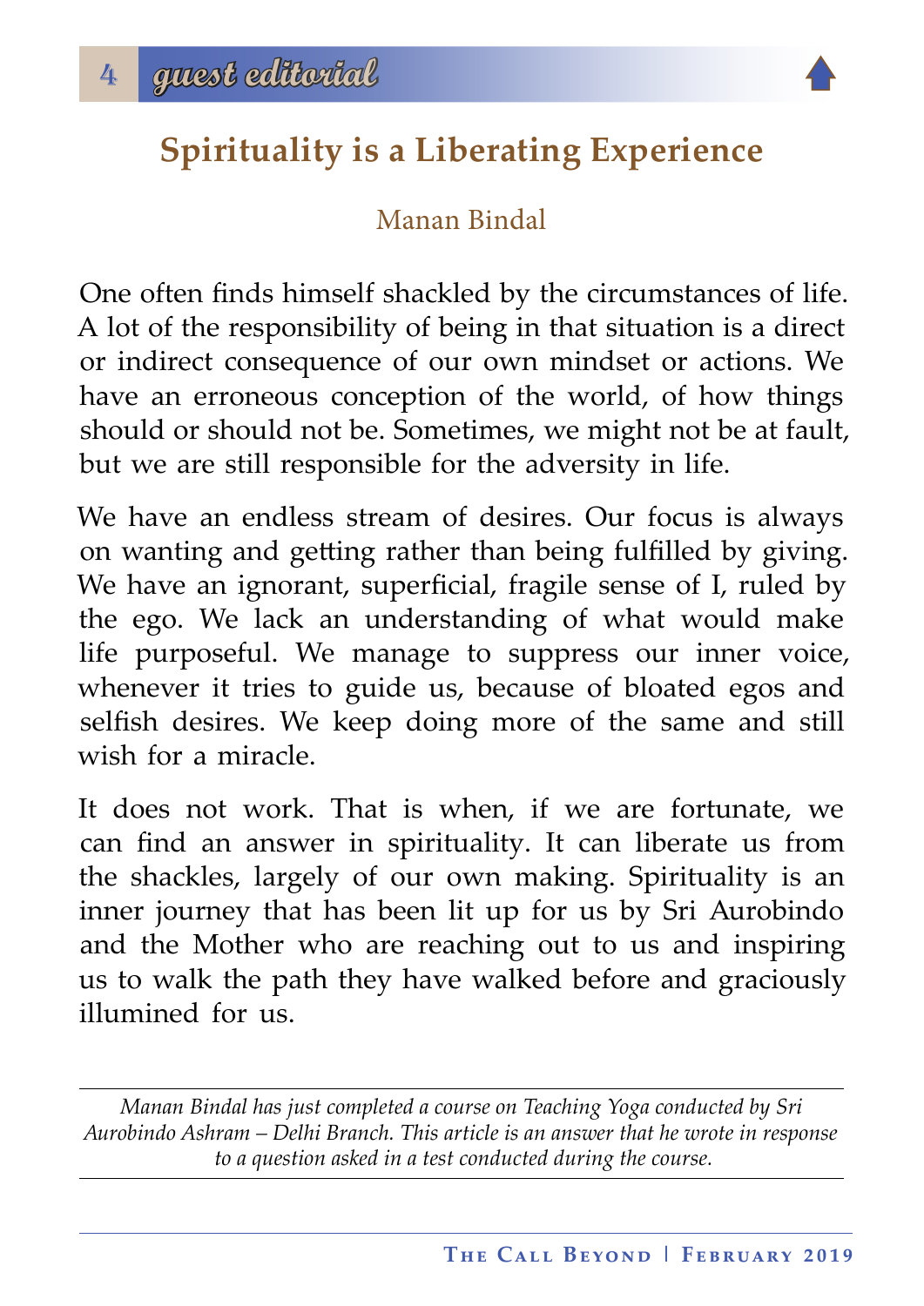## Spirituality is a Liberating Experience

Manan Bindal

One often finds himself shackled by the circumstances of life. A lot of the responsibility of being in that situation is a direct or indirect consequence of our own mindset or actions. We have an erroneous conception of the world, of how things should or should not be. Sometimes, we might not be at fault, but we are still responsible for the adversity in life.

We have an endless stream of desires. Our focus is always on wanting and getting rather than being fulfilled by giving. We have an ignorant, superficial, fragile sense of I, ruled by the ego. We lack an understanding of what would make life purposeful. We manage to suppress our inner voice, whenever it tries to guide us, because of bloated egos and selfish desires. We keep doing more of the same and still wish for a miracle.

It does not work. That is when, if we are fortunate, we can find an answer in spirituality. It can liberate us from the shackles, largely of our own making. Spirituality is an inner journey that has been lit up for us by Sri Aurobindo and the Mother who are reaching out to us and inspiring us to walk the path they have walked before and graciously illumined for us.

---

*Manan Bindal has just completed a course on Teaching Yoga conducted by Sri Aurobindo Ashram – Delhi Branch. This article is an answer that he wrote in response to a question asked in a test conducted during the course.*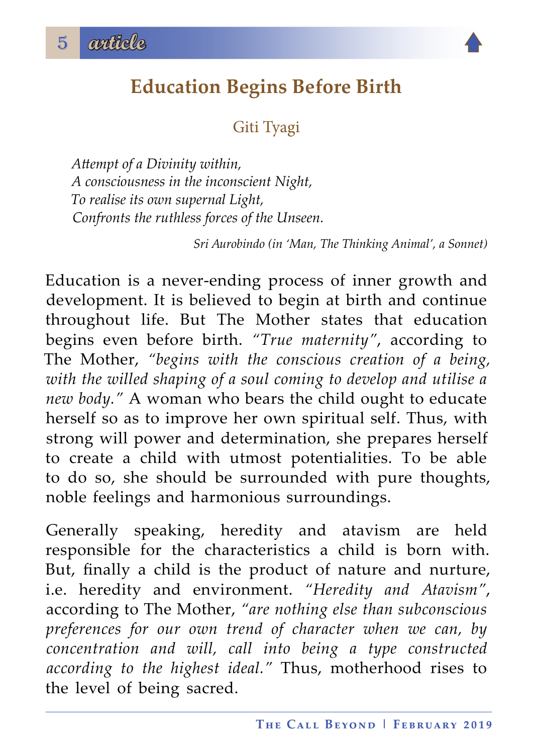# Education Begins Before Birth

Giti Tyagi

> *Attempt of a Divinity within,*
> *A consciousness in the inconscient Night,*
> *To realise its own supernal Light,*
> *Confronts the ruthless forces of the Unseen.*
>
> *Sri Aurobindo (in 'Man, The Thinking Animal', a Sonnet)*

Education is a never-ending process of inner growth and development. It is believed to begin at birth and continue throughout life. But The Mother states that education begins even before birth. *"True maternity"*, according to The Mother, *"begins with the conscious creation of a being, with the willed shaping of a soul coming to develop and utilise a new body."* A woman who bears the child ought to educate herself so as to improve her own spiritual self. Thus, with strong will power and determination, she prepares herself to create a child with utmost potentialities. To be able to do so, she should be surrounded with pure thoughts, noble feelings and harmonious surroundings.

Generally speaking, heredity and atavism are held responsible for the characteristics a child is born with. But, finally a child is the product of nature and nurture, i.e. heredity and environment. *"Heredity and Atavism"*, according to The Mother, *"are nothing else than subconscious preferences for our own trend of character when we can, by concentration and will, call into being a type constructed according to the highest ideal."* Thus, motherhood rises to the level of being sacred.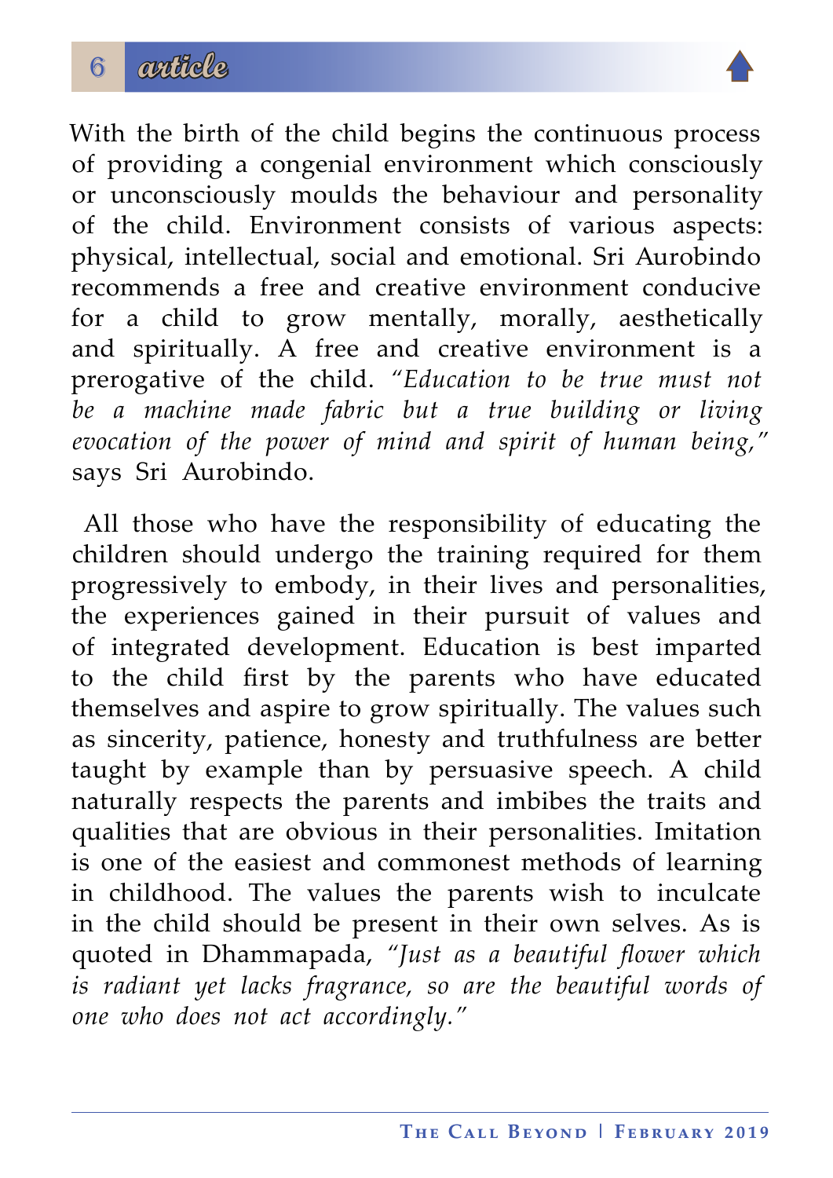With the birth of the child begins the continuous process of providing a congenial environment which consciously or unconsciously moulds the behaviour and personality of the child. Environment consists of various aspects: physical, intellectual, social and emotional. Sri Aurobindo recommends a free and creative environment conducive for a child to grow mentally, morally, aesthetically and spiritually. A free and creative environment is a prerogative of the child. *"Education to be true must not be a machine made fabric but a true building or living evocation of the power of mind and spirit of human being,"* says Sri Aurobindo.

All those who have the responsibility of educating the children should undergo the training required for them progressively to embody, in their lives and personalities, the experiences gained in their pursuit of values and of integrated development. Education is best imparted to the child first by the parents who have educated themselves and aspire to grow spiritually. The values such as sincerity, patience, honesty and truthfulness are better taught by example than by persuasive speech. A child naturally respects the parents and imbibes the traits and qualities that are obvious in their personalities. Imitation is one of the easiest and commonest methods of learning in childhood. The values the parents wish to inculcate in the child should be present in their own selves. As is quoted in Dhammapada, *"Just as a beautiful flower which is radiant yet lacks fragrance, so are the beautiful words of one who does not act accordingly."*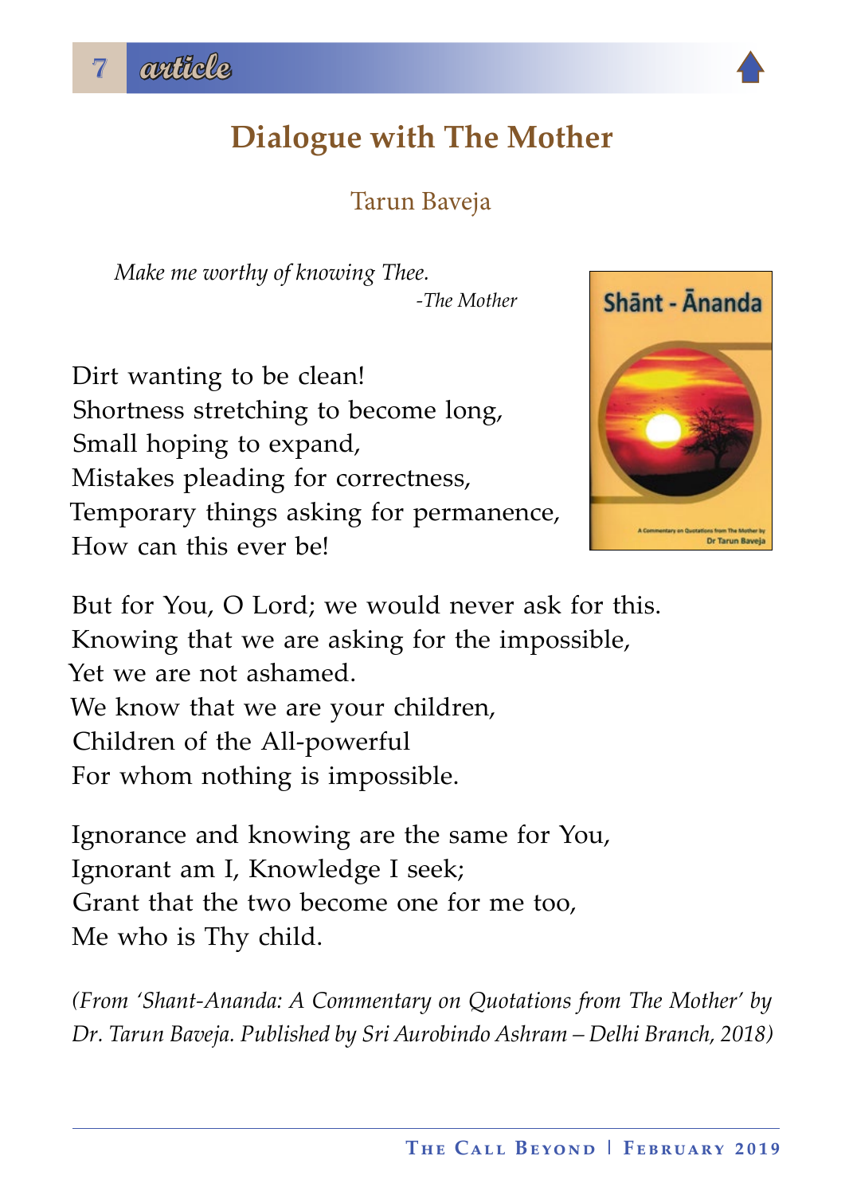# Dialogue with The Mother

Tarun Baveja

*Make me worthy of knowing Thee.*
*-The Mother*

Dirt wanting to be clean!
Shortness stretching to become long,
Small hoping to expand,
Mistakes pleading for correctness,
Temporary things asking for permanence,
How can this ever be!

But for You, O Lord; we would never ask for this.
Knowing that we are asking for the impossible,
Yet we are not ashamed.
We know that we are your children,
Children of the All-powerful
For whom nothing is impossible.

Ignorance and knowing are the same for You,
Ignorant am I, Knowledge I seek;
Grant that the two become one for me too,
Me who is Thy child.

*(From 'Shant-Ananda: A Commentary on Quotations from The Mother' by Dr. Tarun Baveja. Published by Sri Aurobindo Ashram – Delhi Branch, 2018)*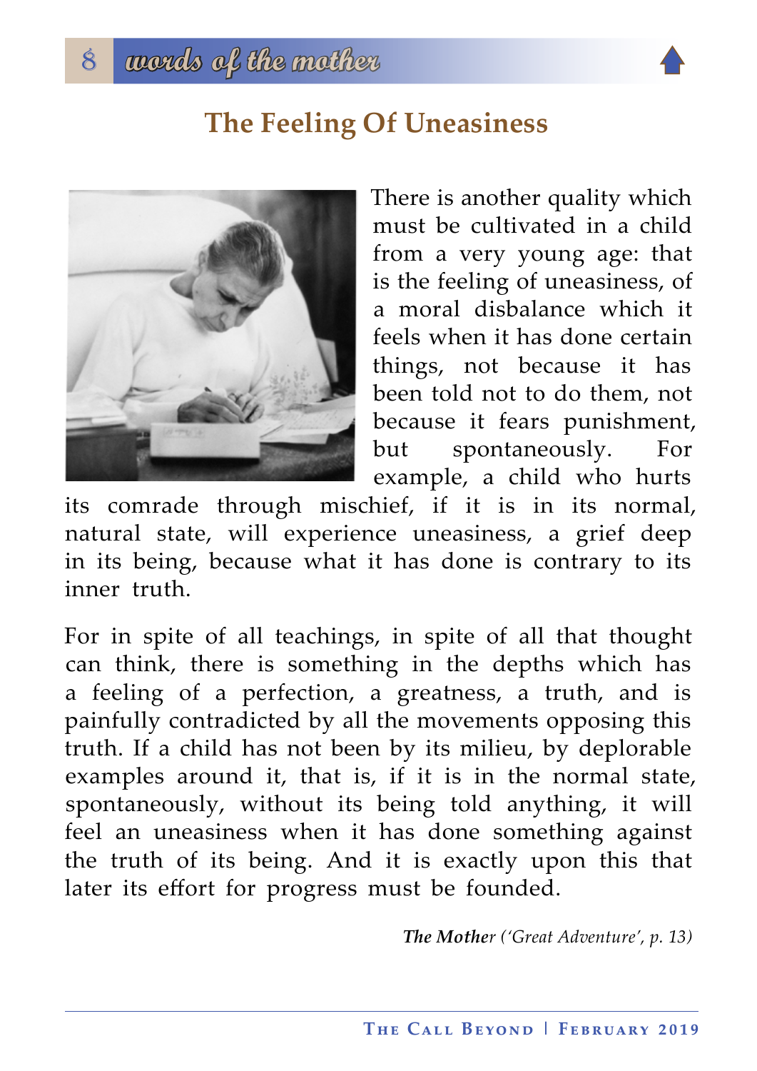## The Feeling Of Uneasiness

There is another quality which must be cultivated in a child from a very young age: that is the feeling of uneasiness, of a moral disbalance which it feels when it has done certain things, not because it has been told not to do them, not because it fears punishment, but spontaneously. For example, a child who hurts its comrade through mischief, if it is in its normal, natural state, will experience uneasiness, a grief deep in its being, because what it has done is contrary to its inner truth.

For in spite of all teachings, in spite of all that thought can think, there is something in the depths which has a feeling of a perfection, a greatness, a truth, and is painfully contradicted by all the movements opposing this truth. If a child has not been by its milieu, by deplorable examples around it, that is, if it is in the normal state, spontaneously, without its being told anything, it will feel an uneasiness when it has done something against the truth of its being. And it is exactly upon this that later its effort for progress must be founded.

***The Mother*** *('Great Adventure', p. 13)*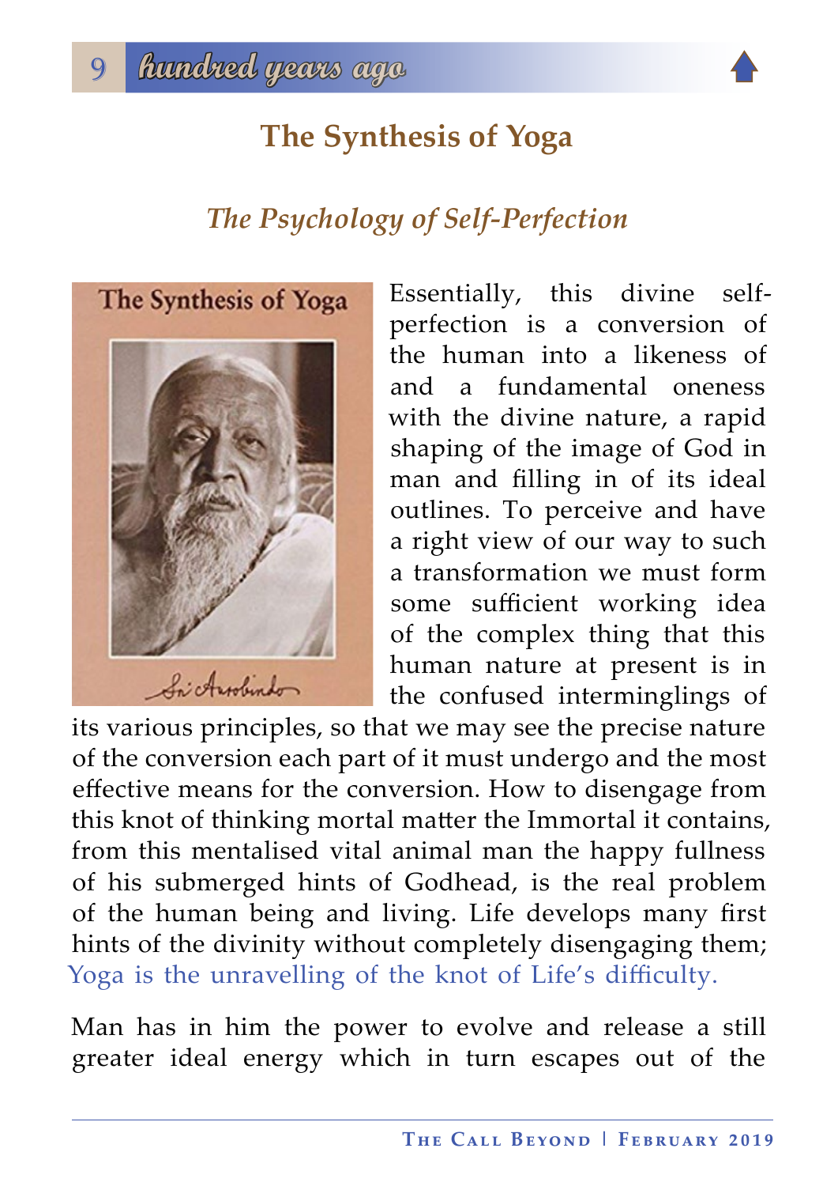## The Synthesis of Yoga

### *The Psychology of Self-Perfection*

Essentially, this divine self-perfection is a conversion of the human into a likeness of and a fundamental oneness with the divine nature, a rapid shaping of the image of God in man and filling in of its ideal outlines. To perceive and have a right view of our way to such a transformation we must form some sufficient working idea of the complex thing that this human nature at present is in the confused interminglings of its various principles, so that we may see the precise nature of the conversion each part of it must undergo and the most effective means for the conversion. How to disengage from this knot of thinking mortal matter the Immortal it contains, from this mentalised vital animal man the happy fullness of his submerged hints of Godhead, is the real problem of the human being and living. Life develops many first hints of the divinity without completely disengaging them; Yoga is the unravelling of the knot of Life's difficulty.

Man has in him the power to evolve and release a still greater ideal energy which in turn escapes out of the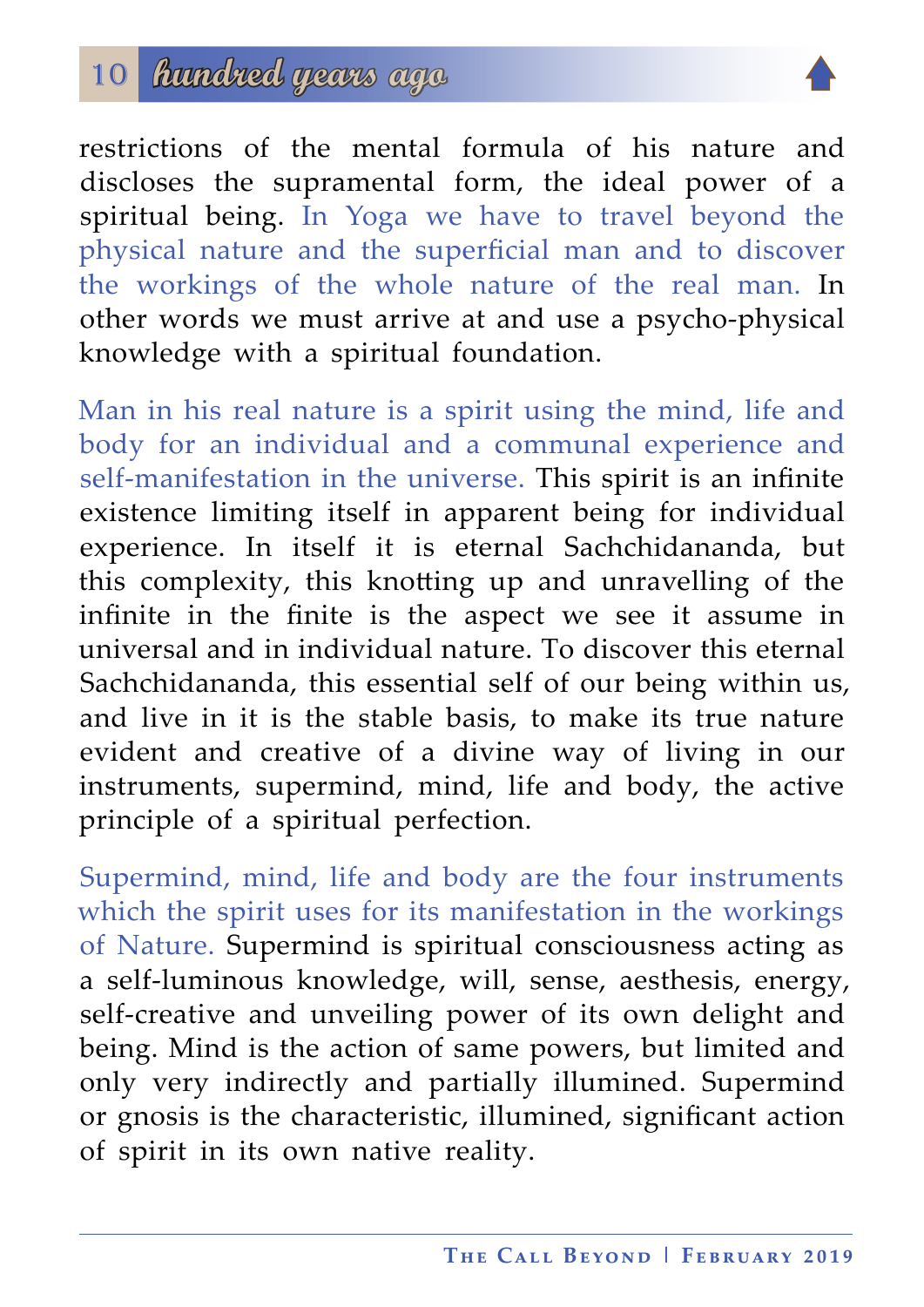restrictions of the mental formula of his nature and discloses the supramental form, the ideal power of a spiritual being. In Yoga we have to travel beyond the physical nature and the superficial man and to discover the workings of the whole nature of the real man. In other words we must arrive at and use a psycho-physical knowledge with a spiritual foundation.

Man in his real nature is a spirit using the mind, life and body for an individual and a communal experience and self-manifestation in the universe. This spirit is an infinite existence limiting itself in apparent being for individual experience. In itself it is eternal Sachchidananda, but this complexity, this knotting up and unravelling of the infinite in the finite is the aspect we see it assume in universal and in individual nature. To discover this eternal Sachchidananda, this essential self of our being within us, and live in it is the stable basis, to make its true nature evident and creative of a divine way of living in our instruments, supermind, mind, life and body, the active principle of a spiritual perfection.

Supermind, mind, life and body are the four instruments which the spirit uses for its manifestation in the workings of Nature. Supermind is spiritual consciousness acting as a self-luminous knowledge, will, sense, aesthesis, energy, self-creative and unveiling power of its own delight and being. Mind is the action of same powers, but limited and only very indirectly and partially illumined. Supermind or gnosis is the characteristic, illumined, significant action of spirit in its own native reality.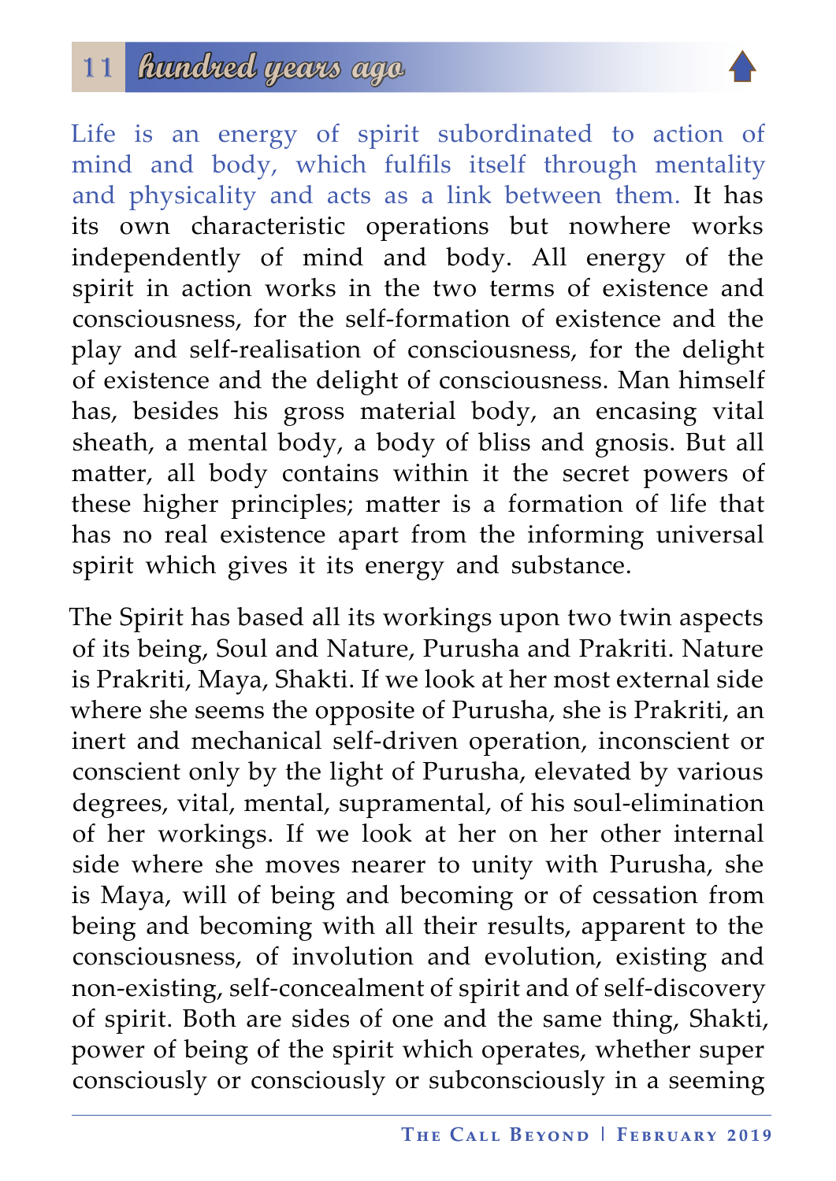Life is an energy of spirit subordinated to action of mind and body, which fulfils itself through mentality and physicality and acts as a link between them. It has its own characteristic operations but nowhere works independently of mind and body. All energy of the spirit in action works in the two terms of existence and consciousness, for the self-formation of existence and the play and self-realisation of consciousness, for the delight of existence and the delight of consciousness. Man himself has, besides his gross material body, an encasing vital sheath, a mental body, a body of bliss and gnosis. But all matter, all body contains within it the secret powers of these higher principles; matter is a formation of life that has no real existence apart from the informing universal spirit which gives it its energy and substance.

The Spirit has based all its workings upon two twin aspects of its being, Soul and Nature, Purusha and Prakriti. Nature is Prakriti, Maya, Shakti. If we look at her most external side where she seems the opposite of Purusha, she is Prakriti, an inert and mechanical self-driven operation, inconscient or conscient only by the light of Purusha, elevated by various degrees, vital, mental, supramental, of his soul-elimination of her workings. If we look at her on her other internal side where she moves nearer to unity with Purusha, she is Maya, will of being and becoming or of cessation from being and becoming with all their results, apparent to the consciousness, of involution and evolution, existing and non-existing, self-concealment of spirit and of self-discovery of spirit. Both are sides of one and the same thing, Shakti, power of being of the spirit which operates, whether super consciously or consciously or subconsciously in a seeming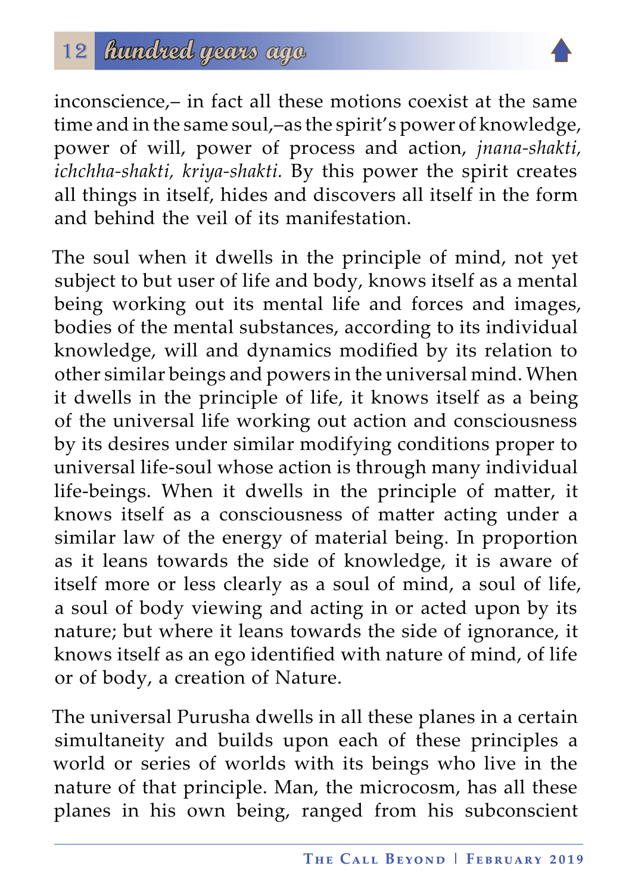inconscience,– in fact all these motions coexist at the same time and in the same soul,–as the spirit's power of knowledge, power of will, power of process and action, *jnana-shakti, ichchha-shakti, kriya-shakti.* By this power the spirit creates all things in itself, hides and discovers all itself in the form and behind the veil of its manifestation.

The soul when it dwells in the principle of mind, not yet subject to but user of life and body, knows itself as a mental being working out its mental life and forces and images, bodies of the mental substances, according to its individual knowledge, will and dynamics modified by its relation to other similar beings and powers in the universal mind. When it dwells in the principle of life, it knows itself as a being of the universal life working out action and consciousness by its desires under similar modifying conditions proper to universal life-soul whose action is through many individual life-beings. When it dwells in the principle of matter, it knows itself as a consciousness of matter acting under a similar law of the energy of material being. In proportion as it leans towards the side of knowledge, it is aware of itself more or less clearly as a soul of mind, a soul of life, a soul of body viewing and acting in or acted upon by its nature; but where it leans towards the side of ignorance, it knows itself as an ego identified with nature of mind, of life or of body, a creation of Nature.

The universal Purusha dwells in all these planes in a certain simultaneity and builds upon each of these principles a world or series of worlds with its beings who live in the nature of that principle. Man, the microcosm, has all these planes in his own being, ranged from his subconscient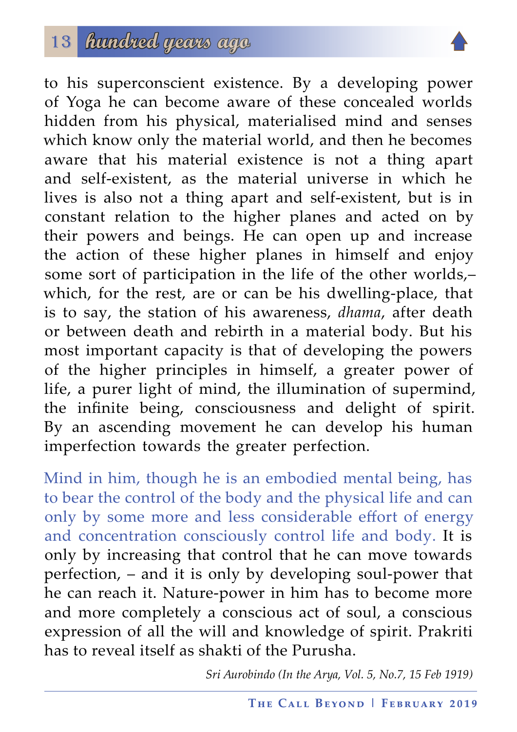to his superconscient existence. By a developing power of Yoga he can become aware of these concealed worlds hidden from his physical, materialised mind and senses which know only the material world, and then he becomes aware that his material existence is not a thing apart and self-existent, as the material universe in which he lives is also not a thing apart and self-existent, but is in constant relation to the higher planes and acted on by their powers and beings. He can open up and increase the action of these higher planes in himself and enjoy some sort of participation in the life of the other worlds,– which, for the rest, are or can be his dwelling-place, that is to say, the station of his awareness, *dhama*, after death or between death and rebirth in a material body. But his most important capacity is that of developing the powers of the higher principles in himself, a greater power of life, a purer light of mind, the illumination of supermind, the infinite being, consciousness and delight of spirit. By an ascending movement he can develop his human imperfection towards the greater perfection.

Mind in him, though he is an embodied mental being, has to bear the control of the body and the physical life and can only by some more and less considerable effort of energy and concentration consciously control life and body. It is only by increasing that control that he can move towards perfection, – and it is only by developing soul-power that he can reach it. Nature-power in him has to become more and more completely a conscious act of soul, a conscious expression of all the will and knowledge of spirit. Prakriti has to reveal itself as shakti of the Purusha.

*Sri Aurobindo (In the Arya, Vol. 5, No.7, 15 Feb 1919)*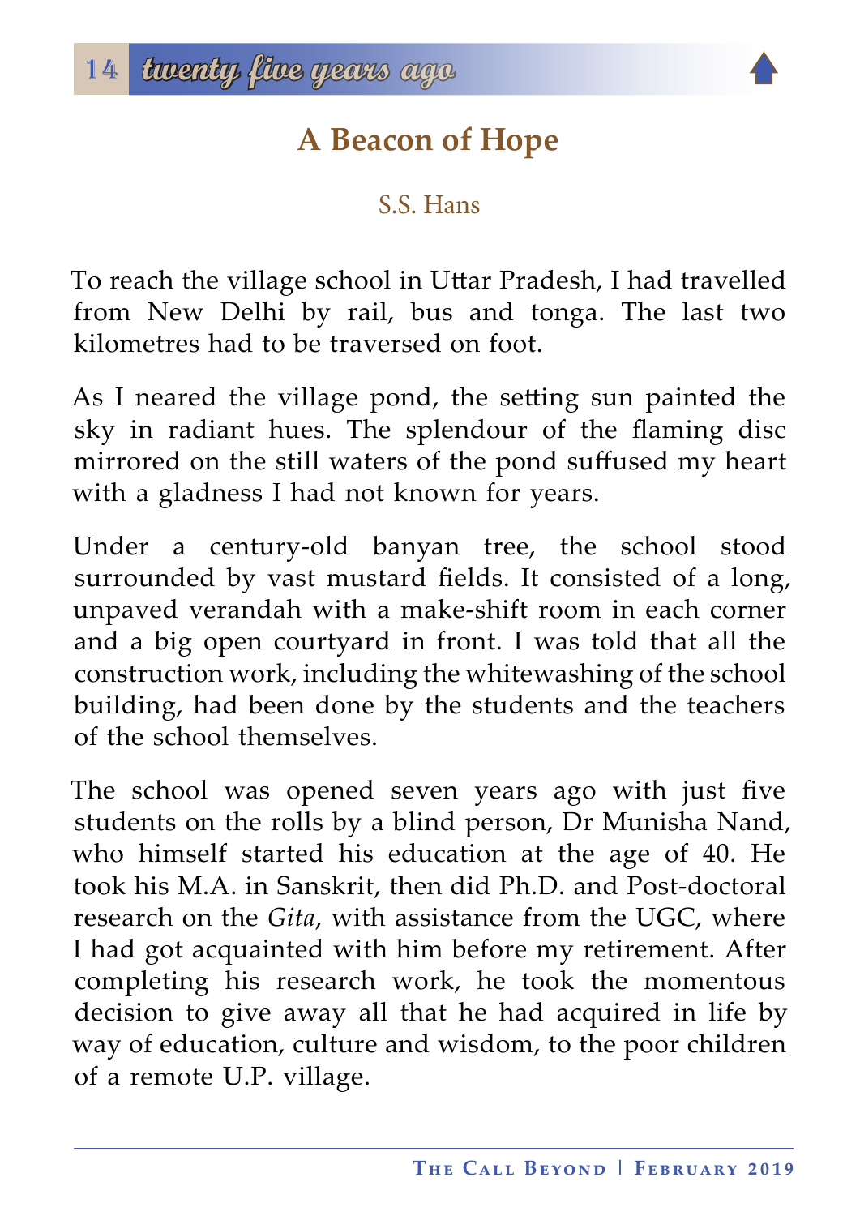# A Beacon of Hope

S.S. Hans

To reach the village school in Uttar Pradesh, I had travelled from New Delhi by rail, bus and tonga. The last two kilometres had to be traversed on foot.

As I neared the village pond, the setting sun painted the sky in radiant hues. The splendour of the flaming disc mirrored on the still waters of the pond suffused my heart with a gladness I had not known for years.

Under a century-old banyan tree, the school stood surrounded by vast mustard fields. It consisted of a long, unpaved verandah with a make-shift room in each corner and a big open courtyard in front. I was told that all the construction work, including the whitewashing of the school building, had been done by the students and the teachers of the school themselves.

The school was opened seven years ago with just five students on the rolls by a blind person, Dr Munisha Nand, who himself started his education at the age of 40. He took his M.A. in Sanskrit, then did Ph.D. and Post-doctoral research on the *Gita*, with assistance from the UGC, where I had got acquainted with him before my retirement. After completing his research work, he took the momentous decision to give away all that he had acquired in life by way of education, culture and wisdom, to the poor children of a remote U.P. village.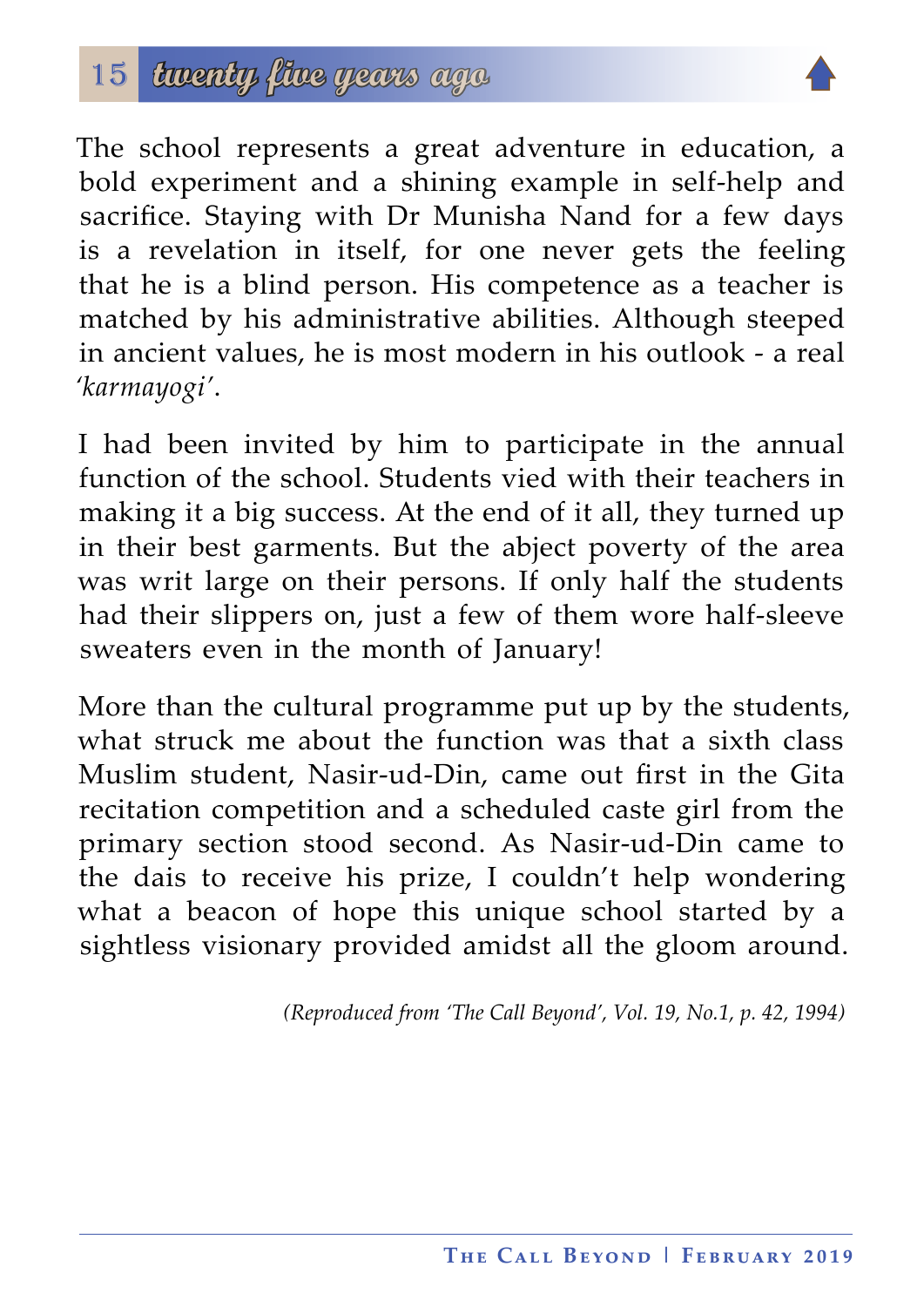The school represents a great adventure in education, a bold experiment and a shining example in self-help and sacrifice. Staying with Dr Munisha Nand for a few days is a revelation in itself, for one never gets the feeling that he is a blind person. His competence as a teacher is matched by his administrative abilities. Although steeped in ancient values, he is most modern in his outlook - a real *'karmayogi'*.

I had been invited by him to participate in the annual function of the school. Students vied with their teachers in making it a big success. At the end of it all, they turned up in their best garments. But the abject poverty of the area was writ large on their persons. If only half the students had their slippers on, just a few of them wore half-sleeve sweaters even in the month of January!

More than the cultural programme put up by the students, what struck me about the function was that a sixth class Muslim student, Nasir-ud-Din, came out first in the Gita recitation competition and a scheduled caste girl from the primary section stood second. As Nasir-ud-Din came to the dais to receive his prize, I couldn't help wondering what a beacon of hope this unique school started by a sightless visionary provided amidst all the gloom around.

*(Reproduced from 'The Call Beyond', Vol. 19, No.1, p. 42, 1994)*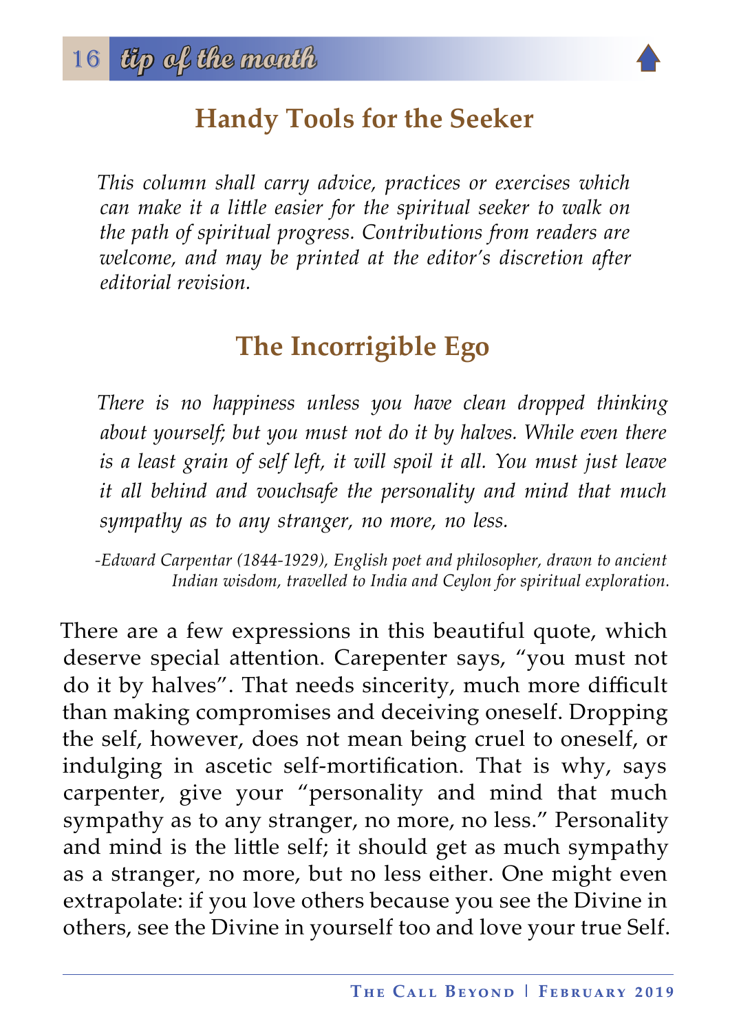## Handy Tools for the Seeker

*This column shall carry advice, practices or exercises which can make it a little easier for the spiritual seeker to walk on the path of spiritual progress. Contributions from readers are welcome, and may be printed at the editor's discretion after editorial revision.*

## The Incorrigible Ego

*There is no happiness unless you have clean dropped thinking about yourself; but you must not do it by halves. While even there is a least grain of self left, it will spoil it all. You must just leave it all behind and vouchsafe the personality and mind that much sympathy as to any stranger, no more, no less.*

*-Edward Carpentar (1844-1929), English poet and philosopher, drawn to ancient Indian wisdom, travelled to India and Ceylon for spiritual exploration.*

There are a few expressions in this beautiful quote, which deserve special attention. Carepenter says, "you must not do it by halves". That needs sincerity, much more difficult than making compromises and deceiving oneself. Dropping the self, however, does not mean being cruel to oneself, or indulging in ascetic self-mortification. That is why, says carpenter, give your "personality and mind that much sympathy as to any stranger, no more, no less." Personality and mind is the little self; it should get as much sympathy as a stranger, no more, but no less either. One might even extrapolate: if you love others because you see the Divine in others, see the Divine in yourself too and love your true Self.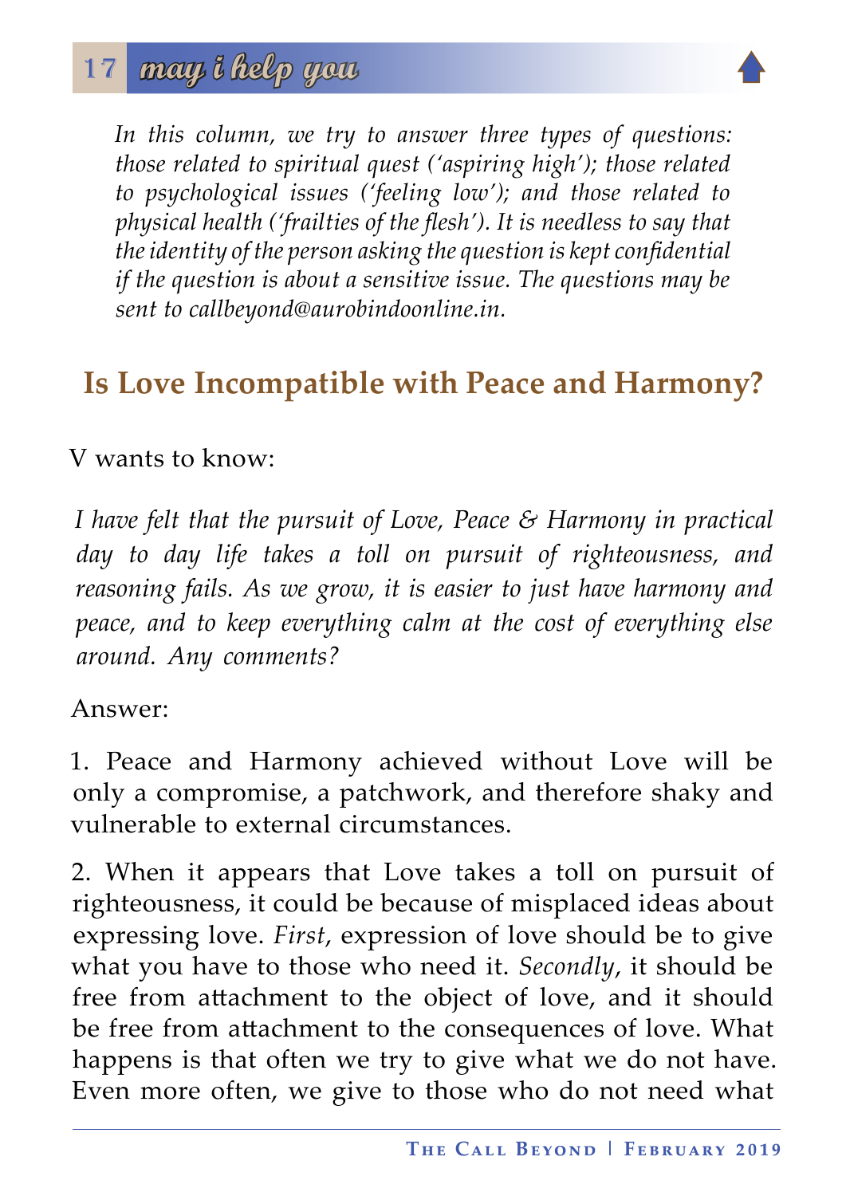*In this column, we try to answer three types of questions: those related to spiritual quest ('aspiring high'); those related to psychological issues ('feeling low'); and those related to physical health ('frailties of the flesh'). It is needless to say that the identity of the person asking the question is kept confidential if the question is about a sensitive issue. The questions may be sent to callbeyond@aurobindoonline.in.*

## Is Love Incompatible with Peace and Harmony?

V wants to know:

*I have felt that the pursuit of Love, Peace & Harmony in practical day to day life takes a toll on pursuit of righteousness, and reasoning fails. As we grow, it is easier to just have harmony and peace, and to keep everything calm at the cost of everything else around. Any comments?*

Answer:

1. Peace and Harmony achieved without Love will be only a compromise, a patchwork, and therefore shaky and vulnerable to external circumstances.

2. When it appears that Love takes a toll on pursuit of righteousness, it could be because of misplaced ideas about expressing love. *First*, expression of love should be to give what you have to those who need it. *Secondly*, it should be free from attachment to the object of love, and it should be free from attachment to the consequences of love. What happens is that often we try to give what we do not have. Even more often, we give to those who do not need what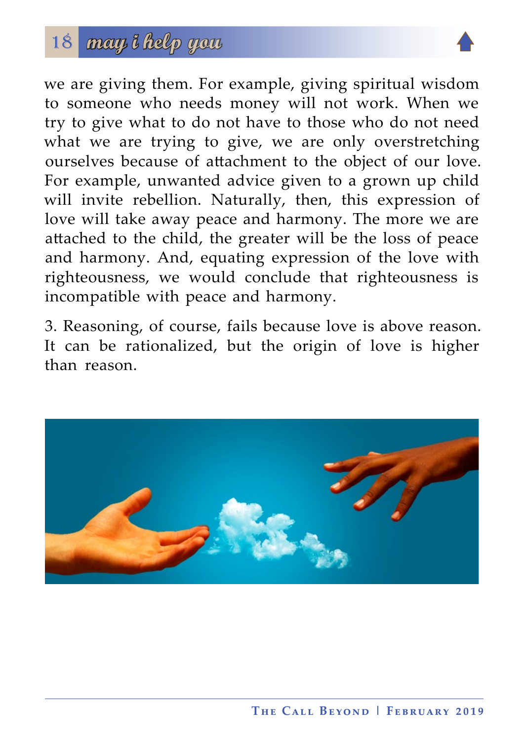we are giving them. For example, giving spiritual wisdom to someone who needs money will not work. When we try to give what to do not have to those who do not need what we are trying to give, we are only overstretching ourselves because of attachment to the object of our love. For example, unwanted advice given to a grown up child will invite rebellion. Naturally, then, this expression of love will take away peace and harmony. The more we are attached to the child, the greater will be the loss of peace and harmony. And, equating expression of the love with righteousness, we would conclude that righteousness is incompatible with peace and harmony.

3. Reasoning, of course, fails because love is above reason. It can be rationalized, but the origin of love is higher than reason.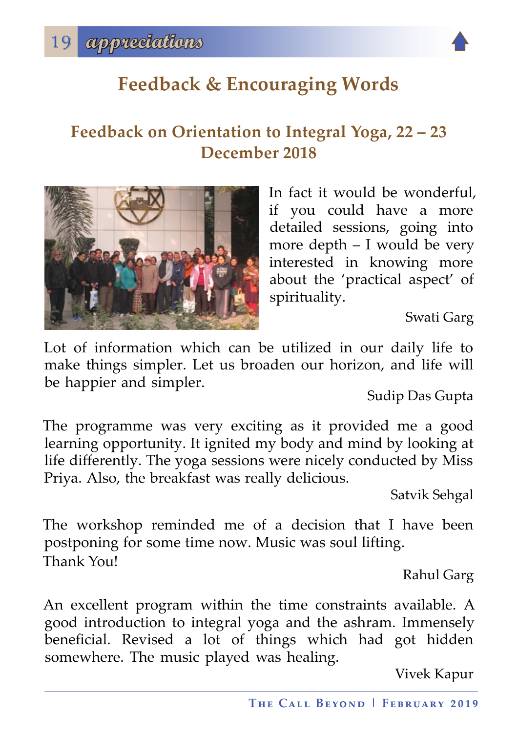# Feedback & Encouraging Words

## Feedback on Orientation to Integral Yoga, 22 – 23 December 2018

In fact it would be wonderful, if you could have a more detailed sessions, going into more depth – I would be very interested in knowing more about the 'practical aspect' of spirituality.

Swati Garg

Lot of information which can be utilized in our daily life to make things simpler. Let us broaden our horizon, and life will be happier and simpler.

Sudip Das Gupta

The programme was very exciting as it provided me a good learning opportunity. It ignited my body and mind by looking at life differently. The yoga sessions were nicely conducted by Miss Priya. Also, the breakfast was really delicious.

Satvik Sehgal

The workshop reminded me of a decision that I have been postponing for some time now. Music was soul lifting.
Thank You!

Rahul Garg

An excellent program within the time constraints available. A good introduction to integral yoga and the ashram. Immensely beneficial. Revised a lot of things which had got hidden somewhere. The music played was healing.

Vivek Kapur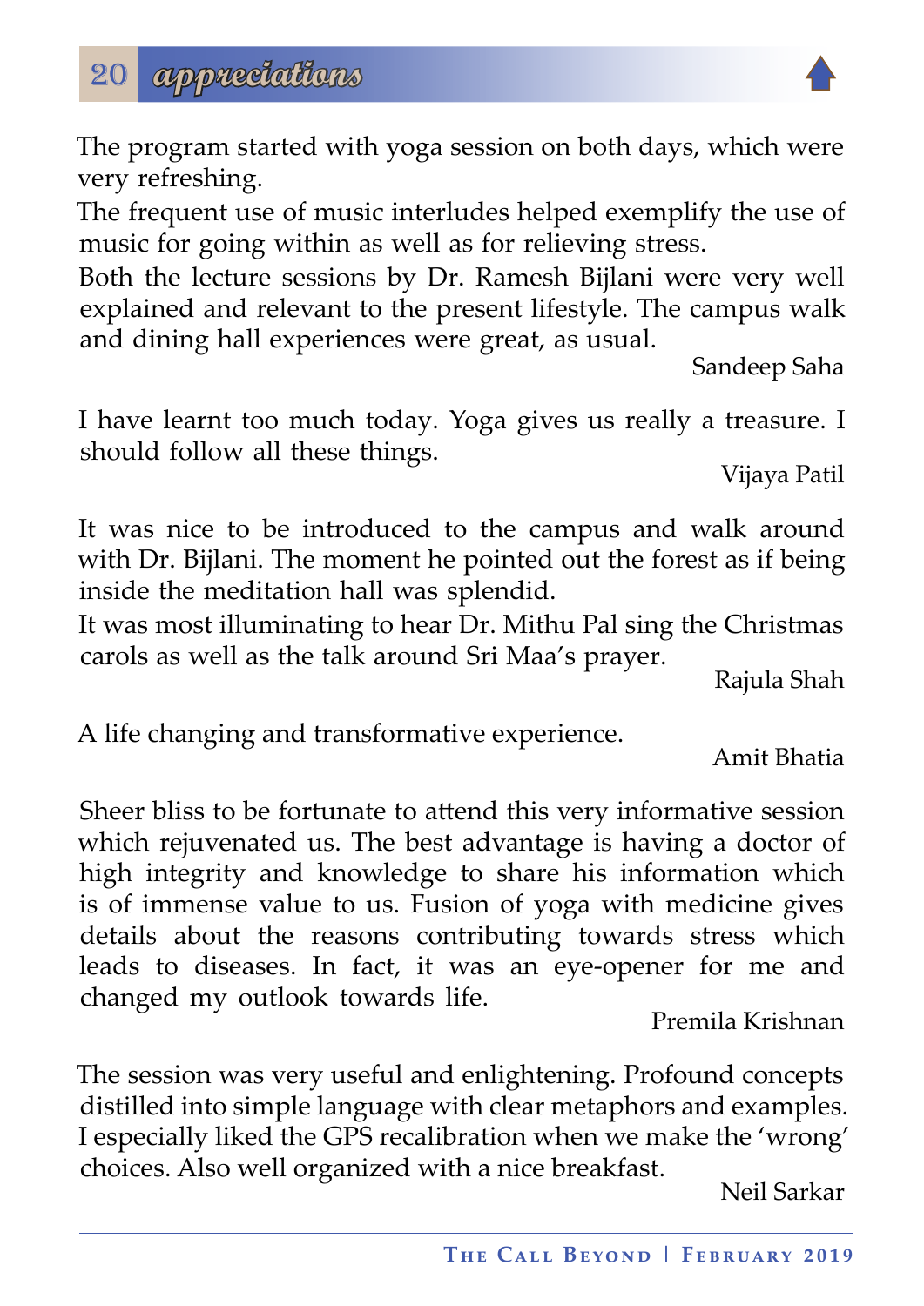The program started with yoga session on both days, which were very refreshing.

The frequent use of music interludes helped exemplify the use of music for going within as well as for relieving stress.

Both the lecture sessions by Dr. Ramesh Bijlani were very well explained and relevant to the present lifestyle. The campus walk and dining hall experiences were great, as usual.

Sandeep Saha

I have learnt too much today. Yoga gives us really a treasure. I should follow all these things.

Vijaya Patil

It was nice to be introduced to the campus and walk around with Dr. Bijlani. The moment he pointed out the forest as if being inside the meditation hall was splendid.

It was most illuminating to hear Dr. Mithu Pal sing the Christmas carols as well as the talk around Sri Maa's prayer.

Rajula Shah

A life changing and transformative experience.

Amit Bhatia

Sheer bliss to be fortunate to attend this very informative session which rejuvenated us. The best advantage is having a doctor of high integrity and knowledge to share his information which is of immense value to us. Fusion of yoga with medicine gives details about the reasons contributing towards stress which leads to diseases. In fact, it was an eye-opener for me and changed my outlook towards life.

Premila Krishnan

The session was very useful and enlightening. Profound concepts distilled into simple language with clear metaphors and examples. I especially liked the GPS recalibration when we make the 'wrong' choices. Also well organized with a nice breakfast.

Neil Sarkar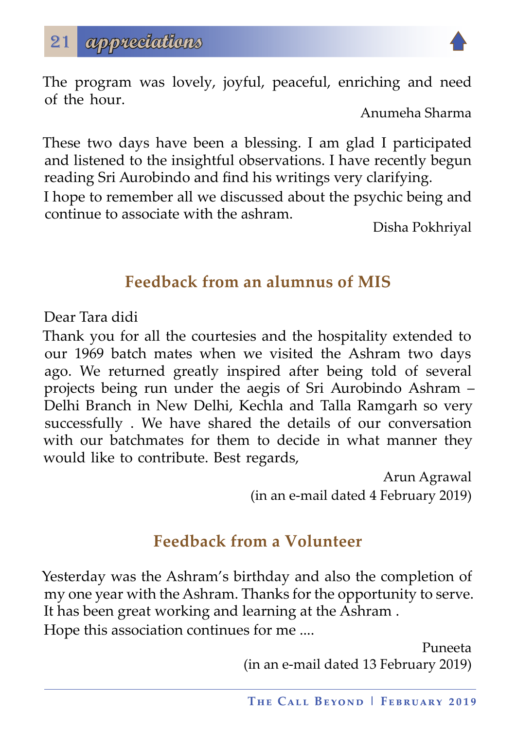The program was lovely, joyful, peaceful, enriching and need of the hour.

Anumeha Sharma

These two days have been a blessing. I am glad I participated and listened to the insightful observations. I have recently begun reading Sri Aurobindo and find his writings very clarifying.

I hope to remember all we discussed about the psychic being and continue to associate with the ashram.

Disha Pokhriyal

## Feedback from an alumnus of MIS

Dear Tara didi

Thank you for all the courtesies and the hospitality extended to our 1969 batch mates when we visited the Ashram two days ago. We returned greatly inspired after being told of several projects being run under the aegis of Sri Aurobindo Ashram – Delhi Branch in New Delhi, Kechla and Talla Ramgarh so very successfully . We have shared the details of our conversation with our batchmates for them to decide in what manner they would like to contribute. Best regards,

Arun Agrawal
(in an e-mail dated 4 February 2019)

## Feedback from a Volunteer

Yesterday was the Ashram's birthday and also the completion of my one year with the Ashram. Thanks for the opportunity to serve. It has been great working and learning at the Ashram .

Hope this association continues for me ....

Puneeta
(in an e-mail dated 13 February 2019)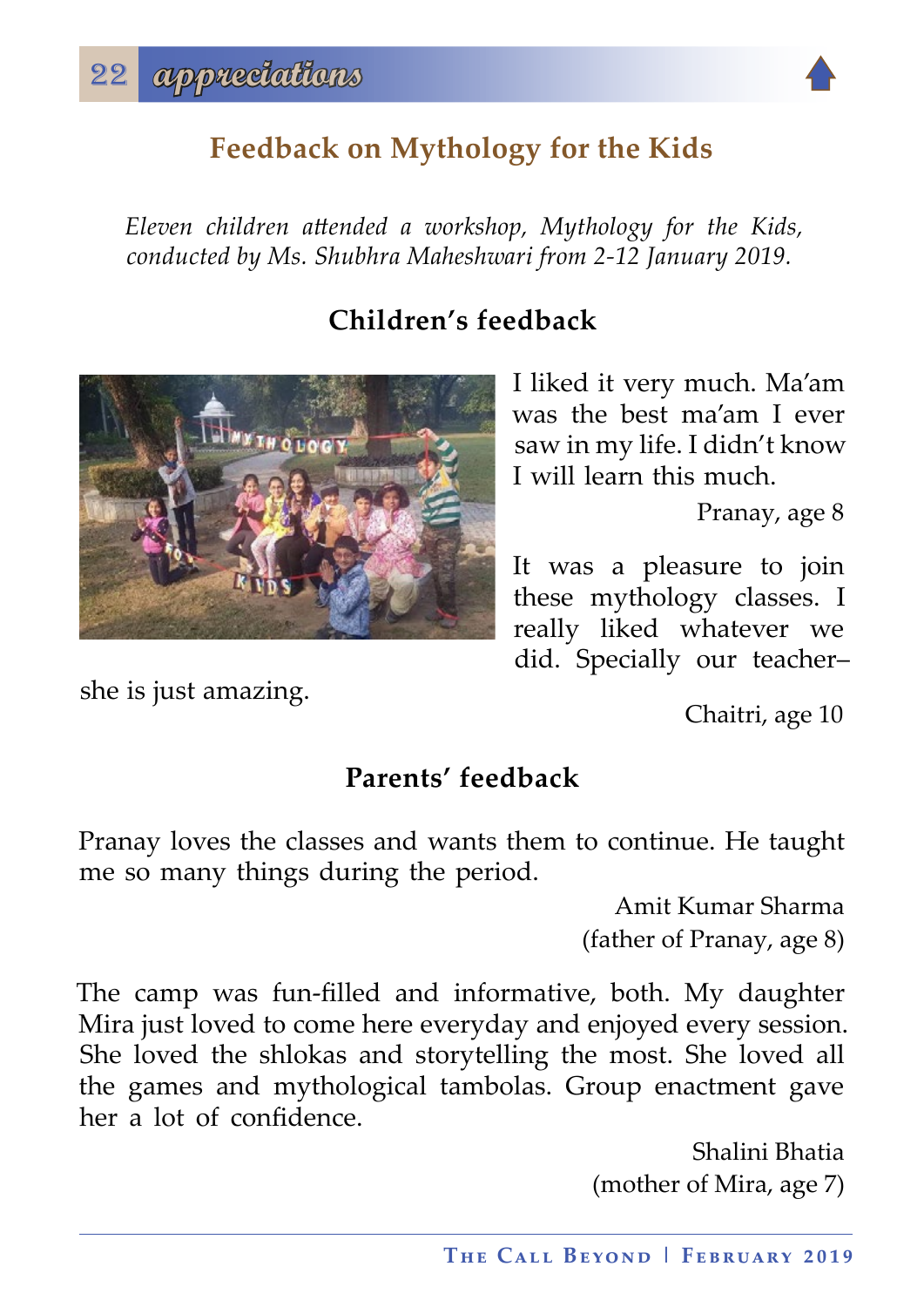## Feedback on Mythology for the Kids

*Eleven children attended a workshop, Mythology for the Kids, conducted by Ms. Shubhra Maheshwari from 2-12 January 2019.*

### Children's feedback

I liked it very much. Ma'am was the best ma'am I ever saw in my life. I didn't know I will learn this much.

Pranay, age 8

It was a pleasure to join these mythology classes. I really liked whatever we did. Specially our teacher– she is just amazing.

Chaitri, age 10

### Parents' feedback

Pranay loves the classes and wants them to continue. He taught me so many things during the period.

Amit Kumar Sharma
(father of Pranay, age 8)

The camp was fun-filled and informative, both. My daughter Mira just loved to come here everyday and enjoyed every session. She loved the shlokas and storytelling the most. She loved all the games and mythological tambolas. Group enactment gave her a lot of confidence.

Shalini Bhatia
(mother of Mira, age 7)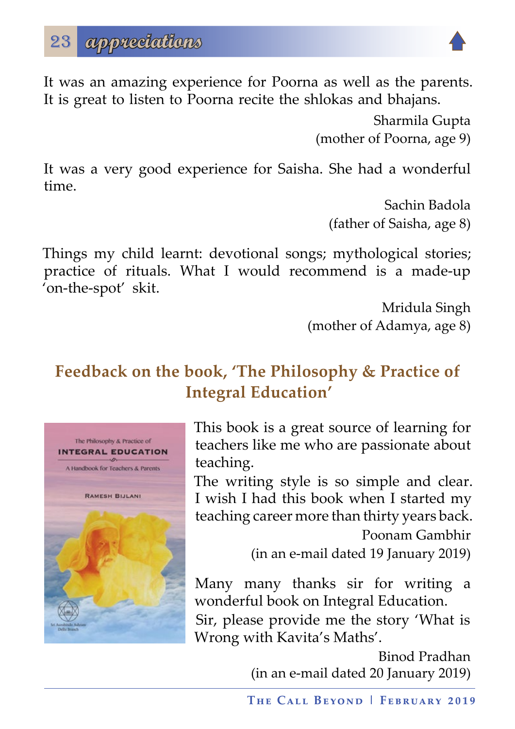It was an amazing experience for Poorna as well as the parents. It is great to listen to Poorna recite the shlokas and bhajans.

Sharmila Gupta
(mother of Poorna, age 9)

It was a very good experience for Saisha. She had a wonderful time.

Sachin Badola
(father of Saisha, age 8)

Things my child learnt: devotional songs; mythological stories; practice of rituals. What I would recommend is a made-up 'on-the-spot' skit.

Mridula Singh
(mother of Adamya, age 8)

## Feedback on the book, 'The Philosophy & Practice of Integral Education'

This book is a great source of learning for teachers like me who are passionate about teaching.
The writing style is so simple and clear. I wish I had this book when I started my teaching career more than thirty years back.

Poonam Gambhir
(in an e-mail dated 19 January 2019)

Many many thanks sir for writing a wonderful book on Integral Education.
Sir, please provide me the story 'What is Wrong with Kavita's Maths'.

Binod Pradhan
(in an e-mail dated 20 January 2019)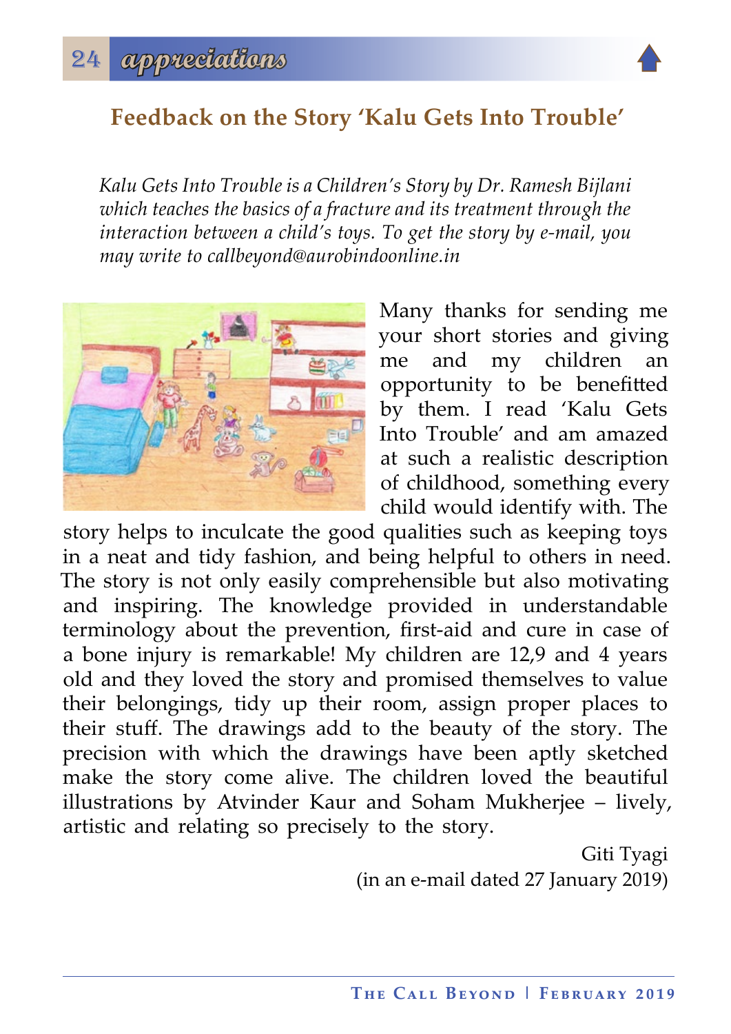## Feedback on the Story 'Kalu Gets Into Trouble'

*Kalu Gets Into Trouble is a Children's Story by Dr. Ramesh Bijlani which teaches the basics of a fracture and its treatment through the interaction between a child's toys. To get the story by e-mail, you may write to callbeyond@aurobindoonline.in*

Many thanks for sending me your short stories and giving me and my children an opportunity to be benefitted by them. I read 'Kalu Gets Into Trouble' and am amazed at such a realistic description of childhood, something every child would identify with. The story helps to inculcate the good qualities such as keeping toys in a neat and tidy fashion, and being helpful to others in need. The story is not only easily comprehensible but also motivating and inspiring. The knowledge provided in understandable terminology about the prevention, first-aid and cure in case of a bone injury is remarkable! My children are 12,9 and 4 years old and they loved the story and promised themselves to value their belongings, tidy up their room, assign proper places to their stuff. The drawings add to the beauty of the story. The precision with which the drawings have been aptly sketched make the story come alive. The children loved the beautiful illustrations by Atvinder Kaur and Soham Mukherjee – lively, artistic and relating so precisely to the story.

Giti Tyagi
(in an e-mail dated 27 January 2019)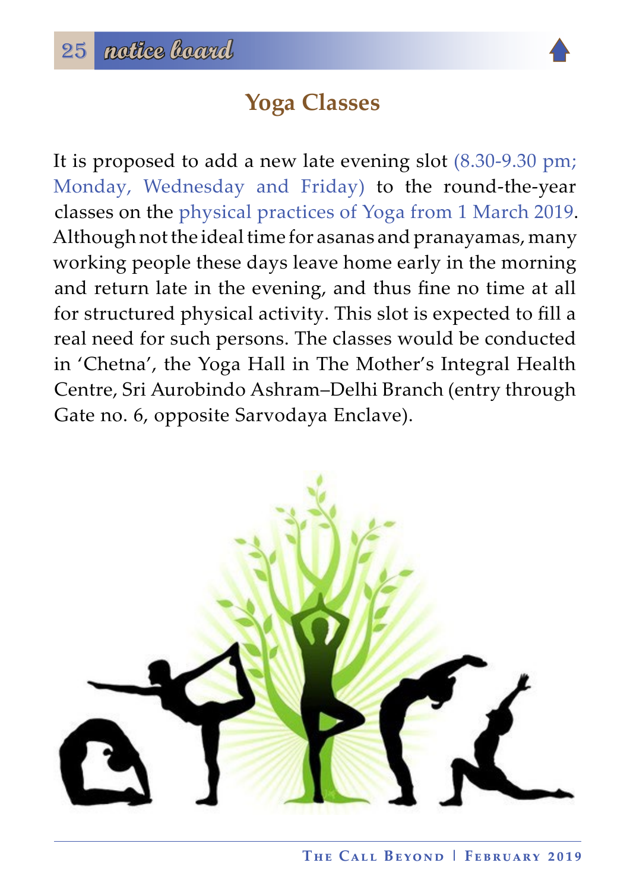# Yoga Classes

It is proposed to add a new late evening slot (8.30-9.30 pm; Monday, Wednesday and Friday) to the round-the-year classes on the physical practices of Yoga from 1 March 2019. Although not the ideal time for asanas and pranayamas, many working people these days leave home early in the morning and return late in the evening, and thus fine no time at all for structured physical activity. This slot is expected to fill a real need for such persons. The classes would be conducted in 'Chetna', the Yoga Hall in The Mother's Integral Health Centre, Sri Aurobindo Ashram–Delhi Branch (entry through Gate no. 6, opposite Sarvodaya Enclave).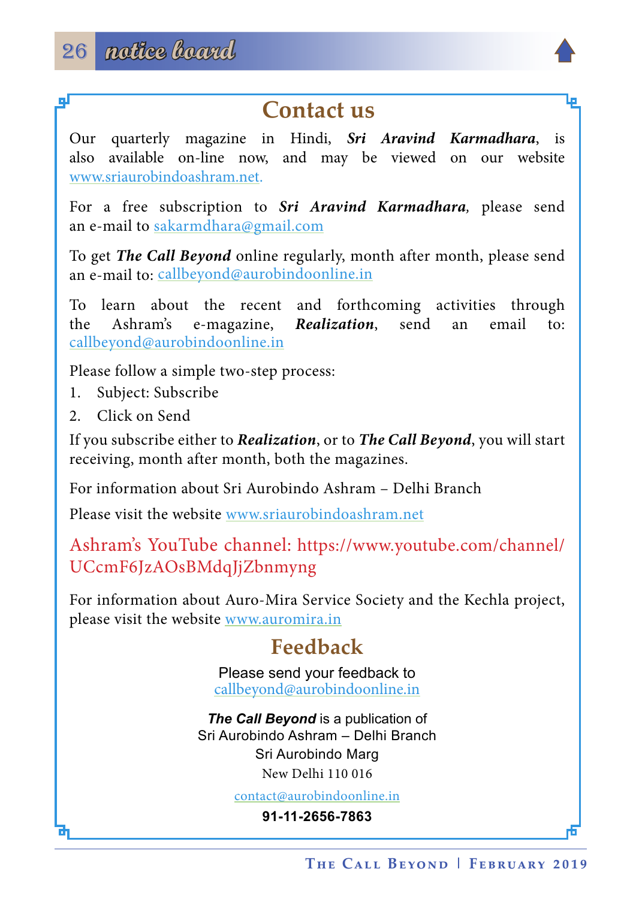## Contact us

Our quarterly magazine in Hindi, ***Sri Aravind Karmadhara***, is also available on-line now, and may be viewed on our website www.sriaurobindoashram.net.

For a free subscription to ***Sri Aravind Karmadhara***, please send an e-mail to sakarmdhara@gmail.com

To get ***The Call Beyond*** online regularly, month after month, please send an e-mail to: callbeyond@aurobindoonline.in

To learn about the recent and forthcoming activities through the Ashram's e-magazine, ***Realization***, send an email to: callbeyond@aurobindoonline.in

Please follow a simple two-step process:

1. Subject: Subscribe
2. Click on Send

If you subscribe either to ***Realization***, or to ***The Call Beyond***, you will start receiving, month after month, both the magazines.

For information about Sri Aurobindo Ashram – Delhi Branch

Please visit the website www.sriaurobindoashram.net

Ashram's YouTube channel: https://www.youtube.com/channel/UCcmF6JzAOsBMdqJjZbnmyng

For information about Auro-Mira Service Society and the Kechla project, please visit the website www.auromira.in

## Feedback

Please send your feedback to
callbeyond@aurobindoonline.in

***The Call Beyond*** is a publication of
Sri Aurobindo Ashram – Delhi Branch
Sri Aurobindo Marg
New Delhi 110 016

contact@aurobindoonline.in

**91-11-2656-7863**